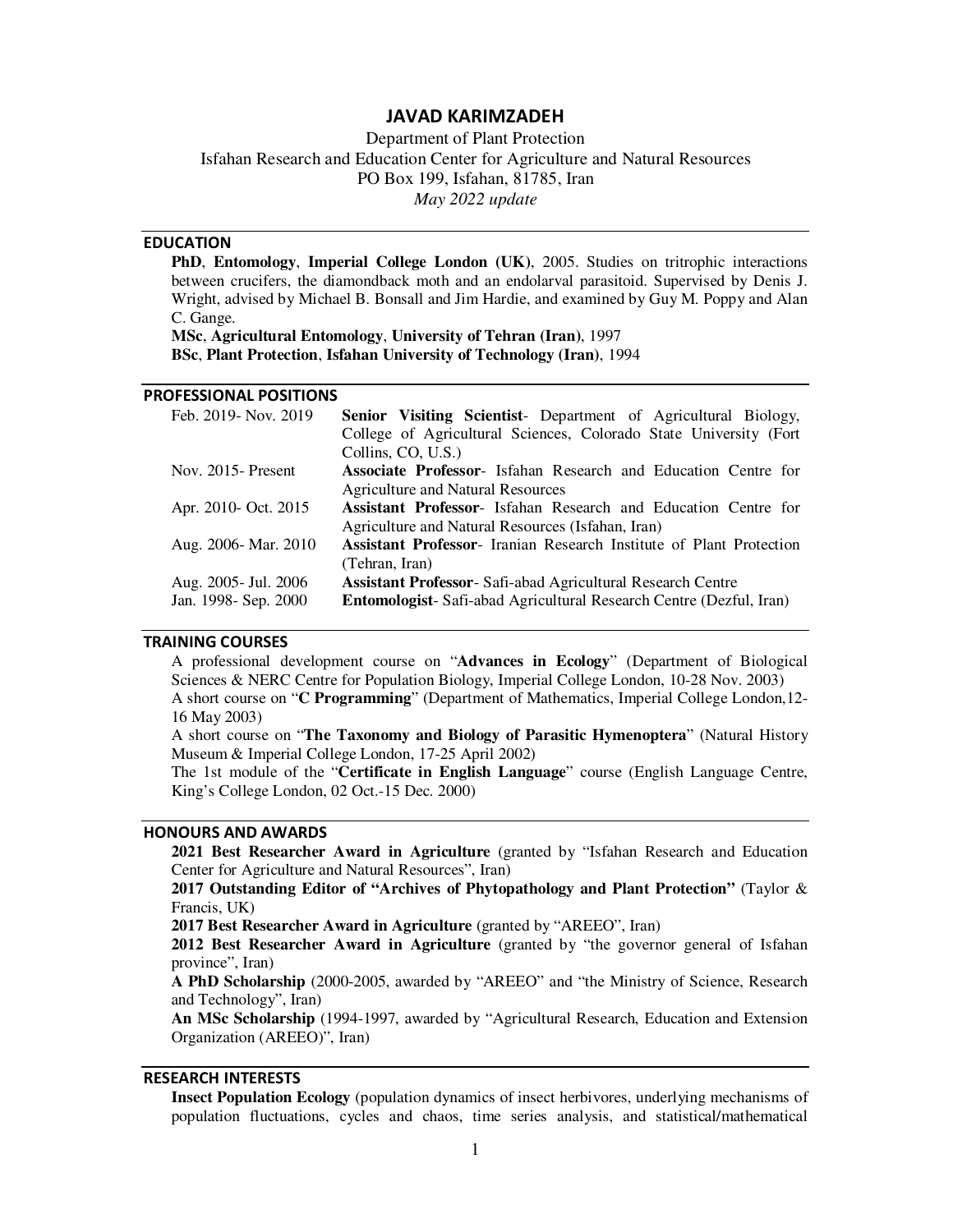# JAVAD KARIMZADEH

Department of Plant Protection
Isfahan Research and Education Center for Agriculture and Natural Resources
PO Box 199, Isfahan, 81785, Iran
*May 2022 update*

## EDUCATION

**PhD**, **Entomology**, **Imperial College London (UK)**, 2005. Studies on tritrophic interactions between crucifers, the diamondback moth and an endolarval parasitoid. Supervised by Denis J. Wright, advised by Michael B. Bonsall and Jim Hardie, and examined by Guy M. Poppy and Alan C. Gange.

**MSc**, **Agricultural Entomology**, **University of Tehran (Iran)**, 1997

**BSc**, **Plant Protection**, **Isfahan University of Technology (Iran)**, 1994

## PROFESSIONAL POSITIONS

| | |
|---|---|
| Feb. 2019- Nov. 2019 | **Senior Visiting Scientist**- Department of Agricultural Biology, College of Agricultural Sciences, Colorado State University (Fort Collins, CO, U.S.) |
| Nov. 2015- Present | **Associate Professor**- Isfahan Research and Education Centre for Agriculture and Natural Resources |
| Apr. 2010- Oct. 2015 | **Assistant Professor**- Isfahan Research and Education Centre for Agriculture and Natural Resources (Isfahan, Iran) |
| Aug. 2006- Mar. 2010 | **Assistant Professor**- Iranian Research Institute of Plant Protection (Tehran, Iran) |
| Aug. 2005- Jul. 2006 | **Assistant Professor**- Safi-abad Agricultural Research Centre |
| Jan. 1998- Sep. 2000 | **Entomologist**- Safi-abad Agricultural Research Centre (Dezful, Iran) |

## TRAINING COURSES

A professional development course on "**Advances in Ecology**" (Department of Biological Sciences & NERC Centre for Population Biology, Imperial College London, 10-28 Nov. 2003)

A short course on "**C Programming**" (Department of Mathematics, Imperial College London,12-16 May 2003)

A short course on "**The Taxonomy and Biology of Parasitic Hymenoptera**" (Natural History Museum & Imperial College London, 17-25 April 2002)

The 1st module of the "**Certificate in English Language**" course (English Language Centre, King's College London, 02 Oct.-15 Dec. 2000)

## HONOURS AND AWARDS

**2021 Best Researcher Award in Agriculture** (granted by "Isfahan Research and Education Center for Agriculture and Natural Resources", Iran)

**2017 Outstanding Editor of "Archives of Phytopathology and Plant Protection"** (Taylor & Francis, UK)

**2017 Best Researcher Award in Agriculture** (granted by "AREEO", Iran)

**2012 Best Researcher Award in Agriculture** (granted by "the governor general of Isfahan province", Iran)

**A PhD Scholarship** (2000-2005, awarded by "AREEO" and "the Ministry of Science, Research and Technology", Iran)

**An MSc Scholarship** (1994-1997, awarded by "Agricultural Research, Education and Extension Organization (AREEO)", Iran)

## RESEARCH INTERESTS

**Insect Population Ecology** (population dynamics of insect herbivores, underlying mechanisms of population fluctuations, cycles and chaos, time series analysis, and statistical/mathematical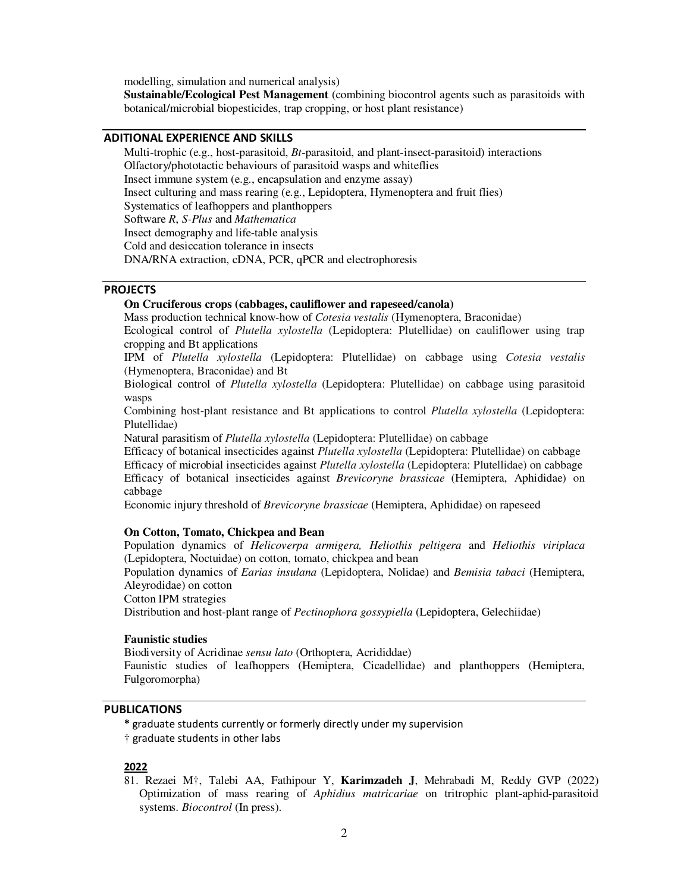modelling, simulation and numerical analysis)

**Sustainable/Ecological Pest Management** (combining biocontrol agents such as parasitoids with botanical/microbial biopesticides, trap cropping, or host plant resistance)

## ADITIONAL EXPERIENCE AND SKILLS

Multi-trophic (e.g., host-parasitoid, *Bt*-parasitoid, and plant-insect-parasitoid) interactions
Olfactory/phototactic behaviours of parasitoid wasps and whiteflies
Insect immune system (e.g., encapsulation and enzyme assay)
Insect culturing and mass rearing (e.g., Lepidoptera, Hymenoptera and fruit flies)
Systematics of leafhoppers and planthoppers
Software *R*, *S-Plus* and *Mathematica*
Insect demography and life-table analysis
Cold and desiccation tolerance in insects
DNA/RNA extraction, cDNA, PCR, qPCR and electrophoresis

## PROJECTS

**On Cruciferous crops (cabbages, cauliflower and rapeseed/canola)**

Mass production technical know-how of *Cotesia vestalis* (Hymenoptera, Braconidae)
Ecological control of *Plutella xylostella* (Lepidoptera: Plutellidae) on cauliflower using trap cropping and Bt applications
IPM of *Plutella xylostella* (Lepidoptera: Plutellidae) on cabbage using *Cotesia vestalis* (Hymenoptera, Braconidae) and Bt
Biological control of *Plutella xylostella* (Lepidoptera: Plutellidae) on cabbage using parasitoid wasps
Combining host-plant resistance and Bt applications to control *Plutella xylostella* (Lepidoptera: Plutellidae)
Natural parasitism of *Plutella xylostella* (Lepidoptera: Plutellidae) on cabbage
Efficacy of botanical insecticides against *Plutella xylostella* (Lepidoptera: Plutellidae) on cabbage
Efficacy of microbial insecticides against *Plutella xylostella* (Lepidoptera: Plutellidae) on cabbage
Efficacy of botanical insecticides against *Brevicoryne brassicae* (Hemiptera, Aphididae) on cabbage
Economic injury threshold of *Brevicoryne brassicae* (Hemiptera, Aphididae) on rapeseed

**On Cotton, Tomato, Chickpea and Bean**

Population dynamics of *Helicoverpa armigera, Heliothis peltigera* and *Heliothis viriplaca* (Lepidoptera, Noctuidae) on cotton, tomato, chickpea and bean
Population dynamics of *Earias insulana* (Lepidoptera, Nolidae) and *Bemisia tabaci* (Hemiptera, Aleyrodidae) on cotton
Cotton IPM strategies
Distribution and host-plant range of *Pectinophora gossypiella* (Lepidoptera, Gelechiidae)

**Faunistic studies**

Biodiversity of Acridinae *sensu lato* (Orthoptera, Acrididdae)
Faunistic studies of leafhoppers (Hemiptera, Cicadellidae) and planthoppers (Hemiptera, Fulgoromorpha)

## PUBLICATIONS

**\*** graduate students currently or formerly directly under my supervision
† graduate students in other labs

**2022**

81. Rezaei M†, Talebi AA, Fathipour Y, **Karimzadeh J**, Mehrabadi M, Reddy GVP (2022) Optimization of mass rearing of *Aphidius matricariae* on tritrophic plant-aphid-parasitoid systems. *Biocontrol* (In press).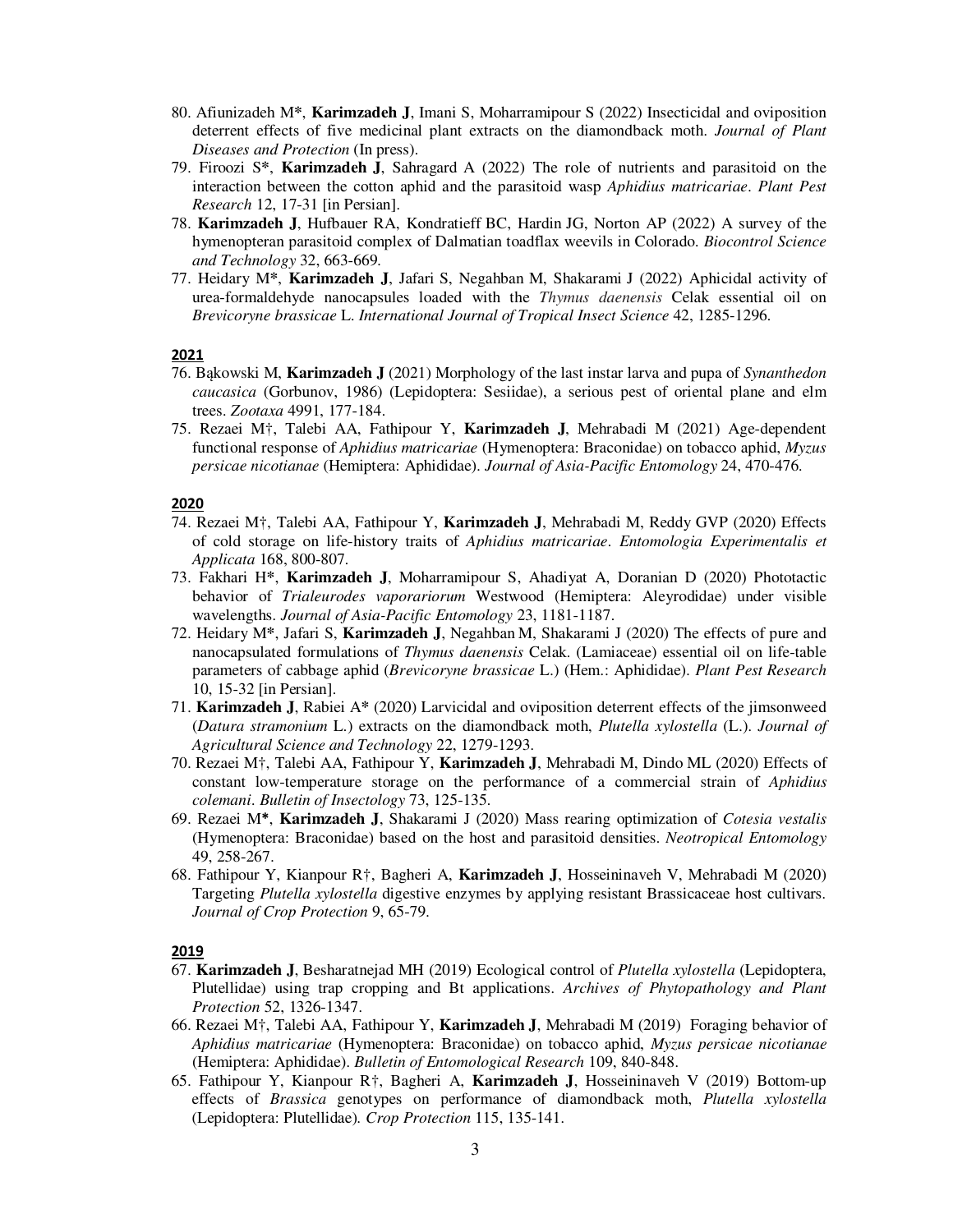80. Afiunizadeh M*, **Karimzadeh J**, Imani S, Moharramipour S (2022) Insecticidal and oviposition deterrent effects of five medicinal plant extracts on the diamondback moth. *Journal of Plant Diseases and Protection* (In press).
79. Firoozi S*, **Karimzadeh J**, Sahragard A (2022) The role of nutrients and parasitoid on the interaction between the cotton aphid and the parasitoid wasp *Aphidius matricariae*. *Plant Pest Research* 12, 17-31 [in Persian].
78. **Karimzadeh J**, Hufbauer RA, Kondratieff BC, Hardin JG, Norton AP (2022) A survey of the hymenopteran parasitoid complex of Dalmatian toadflax weevils in Colorado. *Biocontrol Science and Technology* 32, 663-669.
77. Heidary M*, **Karimzadeh J**, Jafari S, Negahban M, Shakarami J (2022) Aphicidal activity of urea-formaldehyde nanocapsules loaded with the *Thymus daenensis* Celak essential oil on *Brevicoryne brassicae* L. *International Journal of Tropical Insect Science* 42, 1285-1296.

**2021**

76. Bąkowski M, **Karimzadeh J** (2021) Morphology of the last instar larva and pupa of *Synanthedon caucasica* (Gorbunov, 1986) (Lepidoptera: Sesiidae), a serious pest of oriental plane and elm trees. *Zootaxa* 4991, 177-184.
75. Rezaei M†, Talebi AA, Fathipour Y, **Karimzadeh J**, Mehrabadi M (2021) Age-dependent functional response of *Aphidius matricariae* (Hymenoptera: Braconidae) on tobacco aphid, *Myzus persicae nicotianae* (Hemiptera: Aphididae). *Journal of Asia-Pacific Entomology* 24, 470-476.

**2020**

74. Rezaei M†, Talebi AA, Fathipour Y, **Karimzadeh J**, Mehrabadi M, Reddy GVP (2020) Effects of cold storage on life-history traits of *Aphidius matricariae*. *Entomologia Experimentalis et Applicata* 168, 800-807.
73. Fakhari H*, **Karimzadeh J**, Moharramipour S, Ahadiyat A, Doranian D (2020) Phototactic behavior of *Trialeurodes vaporariorum* Westwood (Hemiptera: Aleyrodidae) under visible wavelengths. *Journal of Asia-Pacific Entomology* 23, 1181-1187.
72. Heidary M*, Jafari S, **Karimzadeh J**, Negahban M, Shakarami J (2020) The effects of pure and nanocapsulated formulations of *Thymus daenensis* Celak. (Lamiaceae) essential oil on life-table parameters of cabbage aphid (*Brevicoryne brassicae* L.) (Hem.: Aphididae). *Plant Pest Research* 10, 15-32 [in Persian].
71. **Karimzadeh J**, Rabiei A* (2020) Larvicidal and oviposition deterrent effects of the jimsonweed (*Datura stramonium* L.) extracts on the diamondback moth, *Plutella xylostella* (L.). *Journal of Agricultural Science and Technology* 22, 1279-1293.
70. Rezaei M†, Talebi AA, Fathipour Y, **Karimzadeh J**, Mehrabadi M, Dindo ML (2020) Effects of constant low-temperature storage on the performance of a commercial strain of *Aphidius colemani*. *Bulletin of Insectology* 73, 125-135.
69. Rezaei M*, **Karimzadeh J**, Shakarami J (2020) Mass rearing optimization of *Cotesia vestalis* (Hymenoptera: Braconidae) based on the host and parasitoid densities. *Neotropical Entomology* 49, 258-267.
68. Fathipour Y, Kianpour R†, Bagheri A, **Karimzadeh J**, Hosseininaveh V, Mehrabadi M (2020) Targeting *Plutella xylostella* digestive enzymes by applying resistant Brassicaceae host cultivars. *Journal of Crop Protection* 9, 65-79.

**2019**

67. **Karimzadeh J**, Besharatnejad MH (2019) Ecological control of *Plutella xylostella* (Lepidoptera, Plutellidae) using trap cropping and Bt applications. *Archives of Phytopathology and Plant Protection* 52, 1326-1347.
66. Rezaei M†, Talebi AA, Fathipour Y, **Karimzadeh J**, Mehrabadi M (2019) Foraging behavior of *Aphidius matricariae* (Hymenoptera: Braconidae) on tobacco aphid, *Myzus persicae nicotianae* (Hemiptera: Aphididae). *Bulletin of Entomological Research* 109, 840-848.
65. Fathipour Y, Kianpour R†, Bagheri A, **Karimzadeh J**, Hosseininaveh V (2019) Bottom-up effects of *Brassica* genotypes on performance of diamondback moth, *Plutella xylostella* (Lepidoptera: Plutellidae). *Crop Protection* 115, 135-141.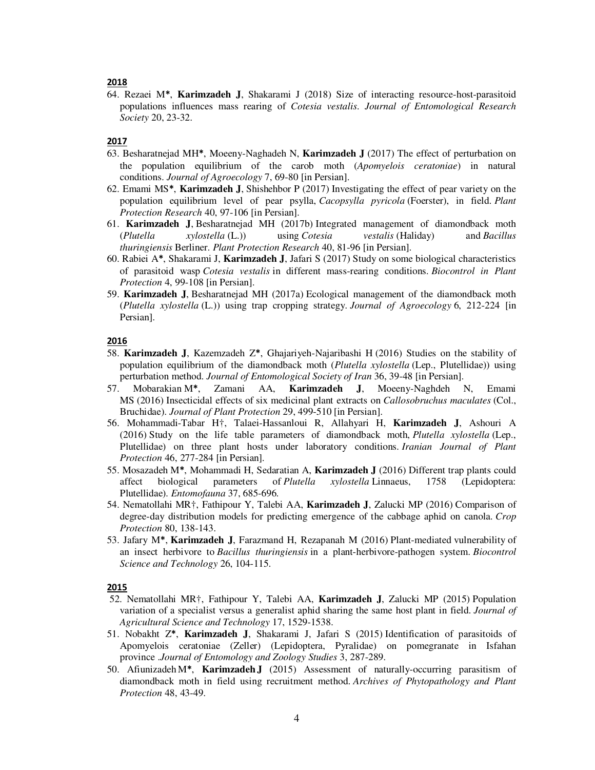**2018**

64. Rezaei M*, **Karimzadeh J**, Shakarami J (2018) Size of interacting resource-host-parasitoid populations influences mass rearing of *Cotesia vestalis*. *Journal of Entomological Research Society* 20, 23-32.

**2017**

63. Besharatnejad MH*, Moeeny-Naghadeh N, **Karimzadeh J** (2017) The effect of perturbation on the population equilibrium of the carob moth (*Apomyelois ceratoniae*) in natural conditions. *Journal of Agroecology* 7, 69-80 [in Persian].
62. Emami MS*, **Karimzadeh J**, Shishehbor P (2017) Investigating the effect of pear variety on the population equilibrium level of pear psylla, *Cacopsylla pyricola* (Foerster), in field. *Plant Protection Research* 40, 97-106 [in Persian].
61. **Karimzadeh J**, Besharatnejad MH (2017b) Integrated management of diamondback moth (*Plutella xylostella* (L.)) using *Cotesia vestalis* (Haliday) and *Bacillus thuringiensis* Berliner. *Plant Protection Research* 40, 81-96 [in Persian].
60. Rabiei A*, Shakarami J, **Karimzadeh J**, Jafari S (2017) Study on some biological characteristics of parasitoid wasp *Cotesia vestalis* in different mass-rearing conditions. *Biocontrol in Plant Protection* 4, 99-108 [in Persian].
59. **Karimzadeh J**, Besharatnejad MH (2017a) Ecological management of the diamondback moth (*Plutella xylostella* (L.)) using trap cropping strategy. *Journal of Agroecology* 6, 212-224 [in Persian].

**2016**

58. **Karimzadeh J**, Kazemzadeh Z*, Ghajariyeh-Najaribashi H (2016) Studies on the stability of population equilibrium of the diamondback moth (*Plutella xylostella* (Lep., Plutellidae)) using perturbation method. *Journal of Entomological Society of Iran* 36, 39-48 [in Persian].
57. Mobarakian M*, Zamani AA, **Karimzadeh J**, Moeeny-Naghdeh N, Emami MS (2016) Insecticidal effects of six medicinal plant extracts on *Callosobruchus maculates* (Col., Bruchidae). *Journal of Plant Protection* 29, 499-510 [in Persian].
56. Mohammadi-Tabar H†, Talaei-Hassanloui R, Allahyari H, **Karimzadeh J**, Ashouri A (2016) Study on the life table parameters of diamondback moth, *Plutella xylostella* (Lep., Plutellidae) on three plant hosts under laboratory conditions. *Iranian Journal of Plant Protection* 46, 277-284 [in Persian].
55. Mosazadeh M*, Mohammadi H, Sedaratian A, **Karimzadeh J** (2016) Different trap plants could affect biological parameters of *Plutella xylostella* Linnaeus, 1758 (Lepidoptera: Plutellidae). *Entomofauna* 37, 685-696.
54. Nematollahi MR†, Fathipour Y, Talebi AA, **Karimzadeh J**, Zalucki MP (2016) Comparison of degree-day distribution models for predicting emergence of the cabbage aphid on canola. *Crop Protection* 80, 138-143.
53. Jafary M*, **Karimzadeh J**, Farazmand H, Rezapanah M (2016) Plant-mediated vulnerability of an insect herbivore to *Bacillus thuringiensis* in a plant-herbivore-pathogen system. *Biocontrol Science and Technology* 26, 104-115.

**2015**

52. Nematollahi MR†, Fathipour Y, Talebi AA, **Karimzadeh J**, Zalucki MP (2015) Population variation of a specialist versus a generalist aphid sharing the same host plant in field. *Journal of Agricultural Science and Technology* 17, 1529-1538.
51. Nobakht Z*, **Karimzadeh J**, Shakarami J, Jafari S (2015) Identification of parasitoids of Apomyelois ceratoniae (Zeller) (Lepidoptera, Pyralidae) on pomegranate in Isfahan province .*Journal of Entomology and Zoology Studies* 3, 287-289.
50. Afiunizadeh M*, **Karimzadeh J** (2015) Assessment of naturally-occurring parasitism of diamondback moth in field using recruitment method. *Archives of Phytopathology and Plant Protection* 48, 43-49.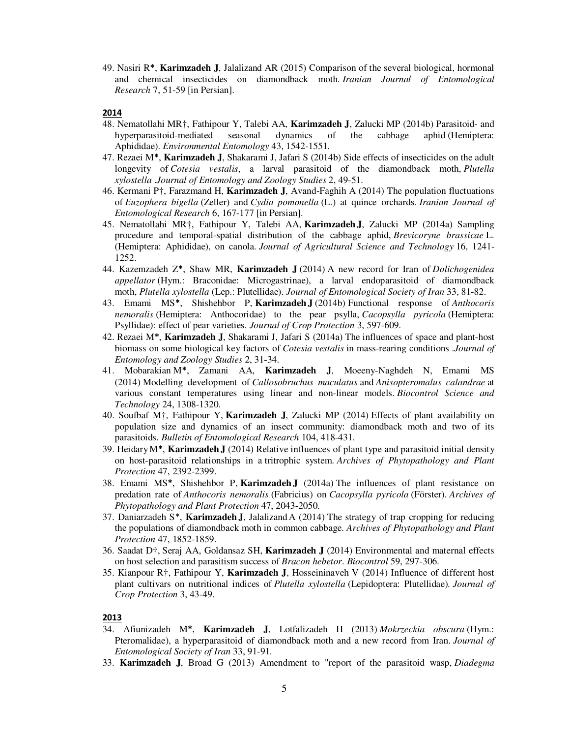49. Nasiri R*, **Karimzadeh J**, Jalalizand AR (2015) Comparison of the several biological, hormonal and chemical insecticides on diamondback moth. *Iranian Journal of Entomological Research* 7, 51-59 [in Persian].

## 2014

48. Nematollahi MR†, Fathipour Y, Talebi AA, **Karimzadeh J**, Zalucki MP (2014b) Parasitoid- and hyperparasitoid-mediated seasonal dynamics of the cabbage aphid (Hemiptera: Aphididae). *Environmental Entomology* 43, 1542-1551.

47. Rezaei M*, **Karimzadeh J**, Shakarami J, Jafari S (2014b) Side effects of insecticides on the adult longevity of *Cotesia vestalis*, a larval parasitoid of the diamondback moth, *Plutella xylostella .Journal of Entomology and Zoology Studies* 2, 49-51.

46. Kermani P†, Farazmand H, **Karimzadeh J**, Avand-Faghih A (2014) The population fluctuations of *Euzophera bigella* (Zeller) and *Cydia pomonella* (L.) at quince orchards. *Iranian Journal of Entomological Research* 6, 167-177 [in Persian].

45. Nematollahi MR†, Fathipour Y, Talebi AA, **Karimzadeh J**, Zalucki MP (2014a) Sampling procedure and temporal-spatial distribution of the cabbage aphid, *Brevicoryne brassicae* L. (Hemiptera: Aphididae), on canola. *Journal of Agricultural Science and Technology* 16, 1241-1252.

44. Kazemzadeh Z*, Shaw MR, **Karimzadeh J** (2014) A new record for Iran of *Dolichogenidea appellator* (Hym.: Braconidae: Microgastrinae), a larval endoparasitoid of diamondback moth, *Plutella xylostella* (Lep.: Plutellidae). *Journal of Entomological Society of Iran* 33, 81-82.

43. Emami MS*, Shishehbor P, **Karimzadeh J** (2014b) Functional response of *Anthocoris nemoralis* (Hemiptera: Anthocoridae) to the pear psylla, *Cacopsylla pyricola* (Hemiptera: Psyllidae): effect of pear varieties. *Journal of Crop Protection* 3, 597-609.

42. Rezaei M*, **Karimzadeh J**, Shakarami J, Jafari S (2014a) The influences of space and plant-host biomass on some biological key factors of *Cotesia vestalis* in mass-rearing conditions *.Journal of Entomology and Zoology Studies* 2, 31-34.

41. Mobarakian M*, Zamani AA, **Karimzadeh J**, Moeeny-Naghdeh N, Emami MS (2014) Modelling development of *Callosobruchus maculatus* and *Anisopteromalus calandrae* at various constant temperatures using linear and non-linear models. *Biocontrol Science and Technology* 24, 1308-1320.

40. Soufbaf M†, Fathipour Y, **Karimzadeh J**, Zalucki MP (2014) Effects of plant availability on population size and dynamics of an insect community: diamondback moth and two of its parasitoids. *Bulletin of Entomological Research* 104, 418-431.

39. Heidary M*, **Karimzadeh J** (2014) Relative influences of plant type and parasitoid initial density on host-parasitoid relationships in a tritrophic system. *Archives of Phytopathology and Plant Protection* 47, 2392-2399.

38. Emami MS*, Shishehbor P, **Karimzadeh J** (2014a) The influences of plant resistance on predation rate of *Anthocoris nemoralis* (Fabricius) on *Cacopsylla pyricola* (Förster). *Archives of Phytopathology and Plant Protection* 47, 2043-2050.

37. Daniarzadeh S*, **Karimzadeh J**, Jalalizand A (2014) The strategy of trap cropping for reducing the populations of diamondback moth in common cabbage. *Archives of Phytopathology and Plant Protection* 47, 1852-1859.

36. Saadat D†, Seraj AA, Goldansaz SH, **Karimzadeh J** (2014) Environmental and maternal effects on host selection and parasitism success of *Bracon hebetor*. *Biocontrol* 59, 297-306.

35. Kianpour R†, Fathipour Y, **Karimzadeh J**, Hosseininaveh V (2014) Influence of different host plant cultivars on nutritional indices of *Plutella xylostella* (Lepidoptera: Plutellidae). *Journal of Crop Protection* 3, 43-49.

## 2013

34. Afiunizadeh M*, **Karimzadeh J**, Lotfalizadeh H (2013) *Mokrzeckia obscura* (Hym.: Pteromalidae), a hyperparasitoid of diamondback moth and a new record from Iran. *Journal of Entomological Society of Iran* 33, 91-91.

33. **Karimzadeh J**, Broad G (2013) Amendment to "report of the parasitoid wasp, *Diadegma*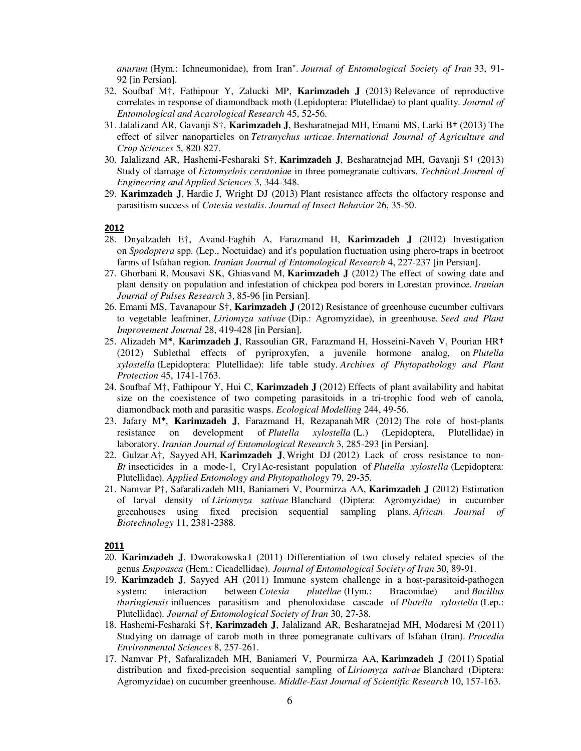*anurum* (Hym.: Ichneumonidae), from Iran". *Journal of Entomological Society of Iran* 33, 91-92 [in Persian].

32. Soufbaf M†, Fathipour Y, Zalucki MP, **Karimzadeh J** (2013) Relevance of reproductive correlates in response of diamondback moth (Lepidoptera: Plutellidae) to plant quality. *Journal of Entomological and Acarological Research* 45, 52-56.
31. Jalalizand AR, Gavanji S†, **Karimzadeh J**, Besharatnejad MH, Emami MS, Larki B† (2013) The effect of silver nanoparticles on *Tetranychus urticae*. *International Journal of Agriculture and Crop Sciences* 5, 820-827.
30. Jalalizand AR, Hashemi-Fesharaki S†, **Karimzadeh J**, Besharatnejad MH, Gavanji S† (2013) Study of damage of *Ectomyelois ceratonia*e in three pomegranate cultivars. *Technical Journal of Engineering and Applied Sciences* 3, 344-348.
29. **Karimzadeh J**, Hardie J, Wright DJ (2013) Plant resistance affects the olfactory response and parasitism success of *Cotesia vestalis*. *Journal of Insect Behavior* 26, 35-50.

**2012**

28. Dnyalzadeh E†, Avand-Faghih A, Farazmand H, **Karimzadeh J** (2012) Investigation on *Spodoptera* spp. (Lep., Noctuidae) and it's population fluctuation using phero-traps in beetroot farms of Isfahan region. *Iranian Journal of Entomological Research* 4, 227-237 [in Persian].
27. Ghorbani R, Mousavi SK, Ghiasvand M, **Karimzadeh J** (2012) The effect of sowing date and plant density on population and infestation of chickpea pod borers in Lorestan province. *Iranian Journal of Pulses Research* 3, 85-96 [in Persian].
26. Emami MS, Tavanapour S†, **Karimzadeh J** (2012) Resistance of greenhouse cucumber cultivars to vegetable leafminer, *Liriomyza sativae* (Dip.: Agromyzidae), in greenhouse. *Seed and Plant Improvement Journal* 28, 419-428 [in Persian].
25. Alizadeh M*, **Karimzadeh J**, Rassoulian GR, Farazmand H, Hosseini-Naveh V, Pourian HR† (2012) Sublethal effects of pyriproxyfen, a juvenile hormone analog, on *Plutella xylostella* (Lepidoptera: Plutellidae): life table study. *Archives of Phytopathology and Plant Protection* 45, 1741-1763.
24. Soufbaf M†, Fathipour Y, Hui C, **Karimzadeh J** (2012) Effects of plant availability and habitat size on the coexistence of two competing parasitoids in a tri-trophic food web of canola, diamondback moth and parasitic wasps. *Ecological Modelling* 244, 49-56.
23. Jafary M*, **Karimzadeh J**, Farazmand H, Rezapanah MR (2012) The role of host-plants resistance on development of *Plutella xylostella* (L.) (Lepidoptera, Plutellidae) in laboratory. *Iranian Journal of Entomological Research* 3, 285-293 [in Persian].
22. Gulzar A†, Sayyed AH, **Karimzadeh J**, Wright DJ (2012) Lack of cross resistance to non-*Bt* insecticides in a mode-1, Cry1Ac-resistant population of *Plutella xylostella* (Lepidoptera: Plutellidae). *Applied Entomology and Phytopathology* 79, 29-35.
21. Namvar P†, Safaralizadeh MH, Baniameri V, Pourmirza AA, **Karimzadeh J** (2012) Estimation of larval density of *Liriomyza sativae* Blanchard (Diptera: Agromyzidae) in cucumber greenhouses using fixed precision sequential sampling plans. *African Journal of Biotechnology* 11, 2381-2388.

**2011**

20. **Karimzadeh J**, Dworakowska I (2011) Differentiation of two closely related species of the genus *Empoasca* (Hem.: Cicadellidae). *Journal of Entomological Society of Iran* 30, 89-91.
19. **Karimzadeh J**, Sayyed AH (2011) Immune system challenge in a host-parasitoid-pathogen system: interaction between *Cotesia plutellae* (Hym.: Braconidae) and *Bacillus thuringiensis* influences parasitism and phenoloxidase cascade of *Plutella xylostella* (Lep.: Plutellidae). *Journal of Entomological Society of Iran* 30, 27-38.
18. Hashemi-Fesharaki S†, **Karimzadeh J**, Jalalizand AR, Besharatnejad MH, Modaresi M (2011) Studying on damage of carob moth in three pomegranate cultivars of Isfahan (Iran). *Procedia Environmental Sciences* 8, 257-261.
17. Namvar P†, Safaralizadeh MH, Baniameri V, Pourmirza AA, **Karimzadeh J** (2011) Spatial distribution and fixed-precision sequential sampling of *Liriomyza sativae* Blanchard (Diptera: Agromyzidae) on cucumber greenhouse. *Middle-East Journal of Scientific Research* 10, 157-163.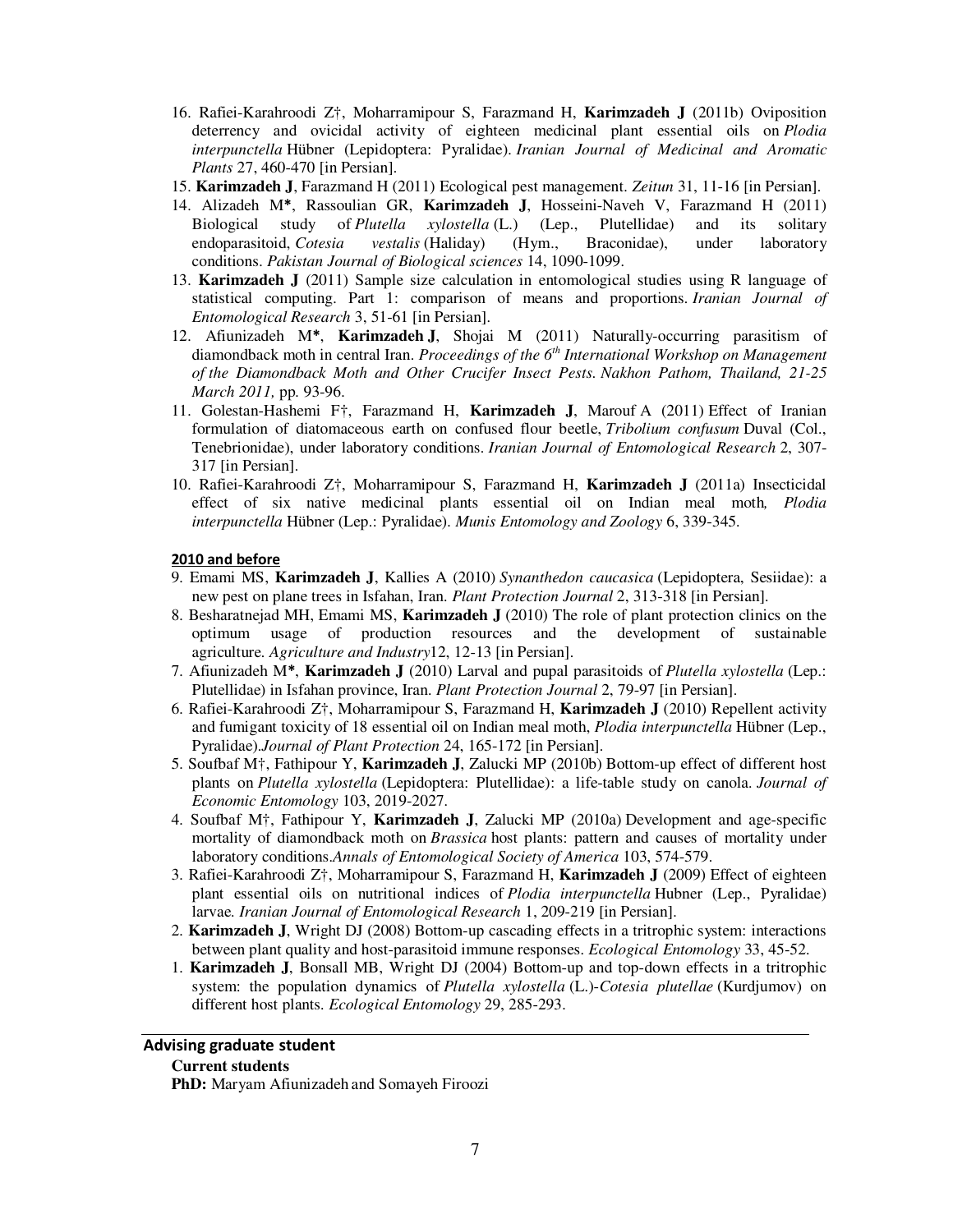16. Rafiei-Karahroodi Z†, Moharramipour S, Farazmand H, **Karimzadeh J** (2011b) Oviposition deterrency and ovicidal activity of eighteen medicinal plant essential oils on *Plodia interpunctella* Hübner (Lepidoptera: Pyralidae). *Iranian Journal of Medicinal and Aromatic Plants* 27, 460-470 [in Persian].
15. **Karimzadeh J**, Farazmand H (2011) Ecological pest management. *Zeitun* 31, 11-16 [in Persian].
14. Alizadeh M**\***, Rassoulian GR, **Karimzadeh J**, Hosseini-Naveh V, Farazmand H (2011) Biological study of *Plutella xylostella* (L.) (Lep., Plutellidae) and its solitary endoparasitoid, *Cotesia vestalis* (Haliday) (Hym., Braconidae), under laboratory conditions. *Pakistan Journal of Biological sciences* 14, 1090-1099.
13. **Karimzadeh J** (2011) Sample size calculation in entomological studies using R language of statistical computing. Part 1: comparison of means and proportions. *Iranian Journal of Entomological Research* 3, 51-61 [in Persian].
12. Afiunizadeh M**\***, **Karimzadeh J**, Shojai M (2011) Naturally-occurring parasitism of diamondback moth in central Iran. *Proceedings of the 6th International Workshop on Management of the Diamondback Moth and Other Crucifer Insect Pests. Nakhon Pathom, Thailand, 21-25 March 2011,* pp. 93-96.
11. Golestan-Hashemi F†, Farazmand H, **Karimzadeh J**, Marouf A (2011) Effect of Iranian formulation of diatomaceous earth on confused flour beetle, *Tribolium confusum* Duval (Col., Tenebrionidae), under laboratory conditions. *Iranian Journal of Entomological Research* 2, 307-317 [in Persian].
10. Rafiei-Karahroodi Z†, Moharramipour S, Farazmand H, **Karimzadeh J** (2011a) Insecticidal effect of six native medicinal plants essential oil on Indian meal moth*, Plodia interpunctella* Hübner (Lep.: Pyralidae). *Munis Entomology and Zoology* 6, 339-345.

**2010 and before**

9. Emami MS, **Karimzadeh J**, Kallies A (2010) *Synanthedon caucasica* (Lepidoptera, Sesiidae): a new pest on plane trees in Isfahan, Iran. *Plant Protection Journal* 2, 313-318 [in Persian].
8. Besharatnejad MH, Emami MS, **Karimzadeh J** (2010) The role of plant protection clinics on the optimum usage of production resources and the development of sustainable agriculture. *Agriculture and Industry*12, 12-13 [in Persian].
7. Afiunizadeh M**\***, **Karimzadeh J** (2010) Larval and pupal parasitoids of *Plutella xylostella* (Lep.: Plutellidae) in Isfahan province, Iran. *Plant Protection Journal* 2, 79-97 [in Persian].
6. Rafiei-Karahroodi Z†, Moharramipour S, Farazmand H, **Karimzadeh J** (2010) Repellent activity and fumigant toxicity of 18 essential oil on Indian meal moth, *Plodia interpunctella* Hübner (Lep., Pyralidae).*Journal of Plant Protection* 24, 165-172 [in Persian].
5. Soufbaf M†, Fathipour Y, **Karimzadeh J**, Zalucki MP (2010b) Bottom-up effect of different host plants on *Plutella xylostella* (Lepidoptera: Plutellidae): a life-table study on canola. *Journal of Economic Entomology* 103, 2019-2027.
4. Soufbaf M†, Fathipour Y, **Karimzadeh J**, Zalucki MP (2010a) Development and age-specific mortality of diamondback moth on *Brassica* host plants: pattern and causes of mortality under laboratory conditions.*Annals of Entomological Society of America* 103, 574-579.
3. Rafiei-Karahroodi Z†, Moharramipour S, Farazmand H, **Karimzadeh J** (2009) Effect of eighteen plant essential oils on nutritional indices of *Plodia interpunctella* Hubner (Lep., Pyralidae) larvae. *Iranian Journal of Entomological Research* 1, 209-219 [in Persian].
2. **Karimzadeh J**, Wright DJ (2008) Bottom-up cascading effects in a tritrophic system: interactions between plant quality and host-parasitoid immune responses. *Ecological Entomology* 33, 45-52.
1. **Karimzadeh J**, Bonsall MB, Wright DJ (2004) Bottom-up and top-down effects in a tritrophic system: the population dynamics of *Plutella xylostella* (L.)-*Cotesia plutellae* (Kurdjumov) on different host plants. *Ecological Entomology* 29, 285-293.

## Advising graduate student

**Current students**

**PhD:** Maryam Afiunizadeh and Somayeh Firoozi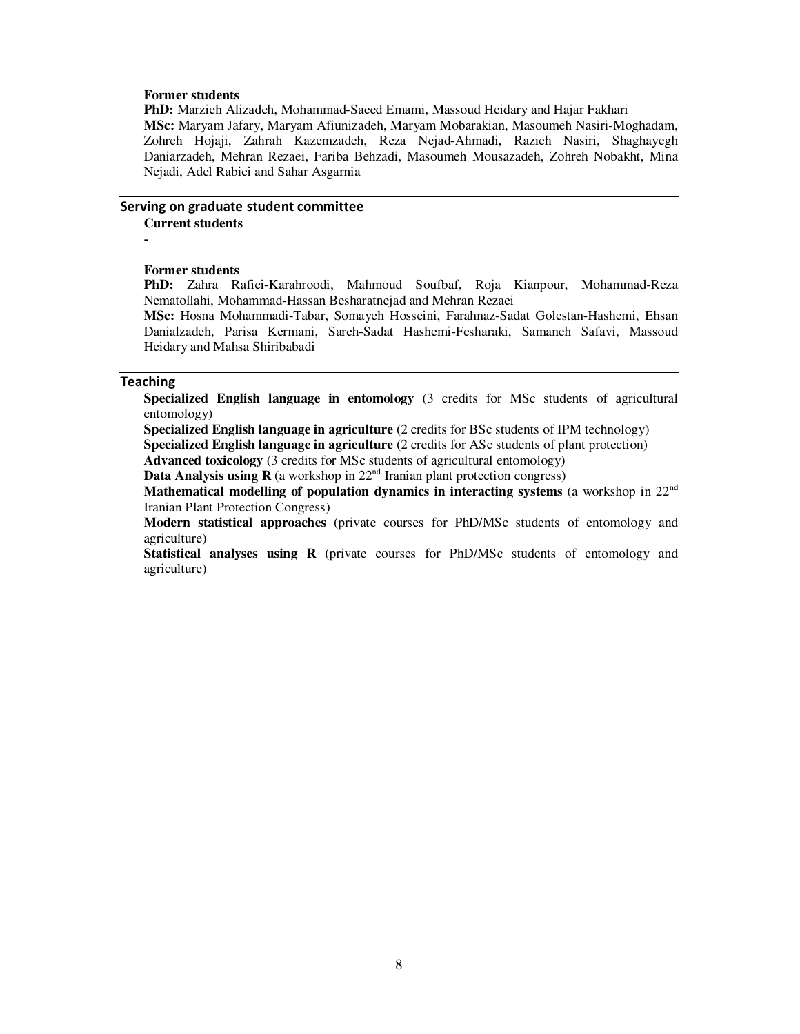**Former students**

**PhD:** Marzieh Alizadeh, Mohammad-Saeed Emami, Massoud Heidary and Hajar Fakhari

**MSc:** Maryam Jafary, Maryam Afiunizadeh, Maryam Mobarakian, Masoumeh Nasiri-Moghadam, Zohreh Hojaji, Zahrah Kazemzadeh, Reza Nejad-Ahmadi, Razieh Nasiri, Shaghayegh Daniarzadeh, Mehran Rezaei, Fariba Behzadi, Masoumeh Mousazadeh, Zohreh Nobakht, Mina Nejadi, Adel Rabiei and Sahar Asgarnia

## Serving on graduate student committee

**Current students**

-

**Former students**

**PhD:** Zahra Rafiei-Karahroodi, Mahmoud Soufbaf, Roja Kianpour, Mohammad-Reza Nematollahi, Mohammad-Hassan Besharatnejad and Mehran Rezaei

**MSc:** Hosna Mohammadi-Tabar, Somayeh Hosseini, Farahnaz-Sadat Golestan-Hashemi, Ehsan Danialzadeh, Parisa Kermani, Sareh-Sadat Hashemi-Fesharaki, Samaneh Safavi, Massoud Heidary and Mahsa Shiribabadi

## Teaching

**Specialized English language in entomology** (3 credits for MSc students of agricultural entomology)

**Specialized English language in agriculture** (2 credits for BSc students of IPM technology)

**Specialized English language in agriculture** (2 credits for ASc students of plant protection)

**Advanced toxicology** (3 credits for MSc students of agricultural entomology)

**Data Analysis using R** (a workshop in 22nd Iranian plant protection congress)

**Mathematical modelling of population dynamics in interacting systems** (a workshop in 22nd Iranian Plant Protection Congress)

**Modern statistical approaches** (private courses for PhD/MSc students of entomology and agriculture)

**Statistical analyses using R** (private courses for PhD/MSc students of entomology and agriculture)